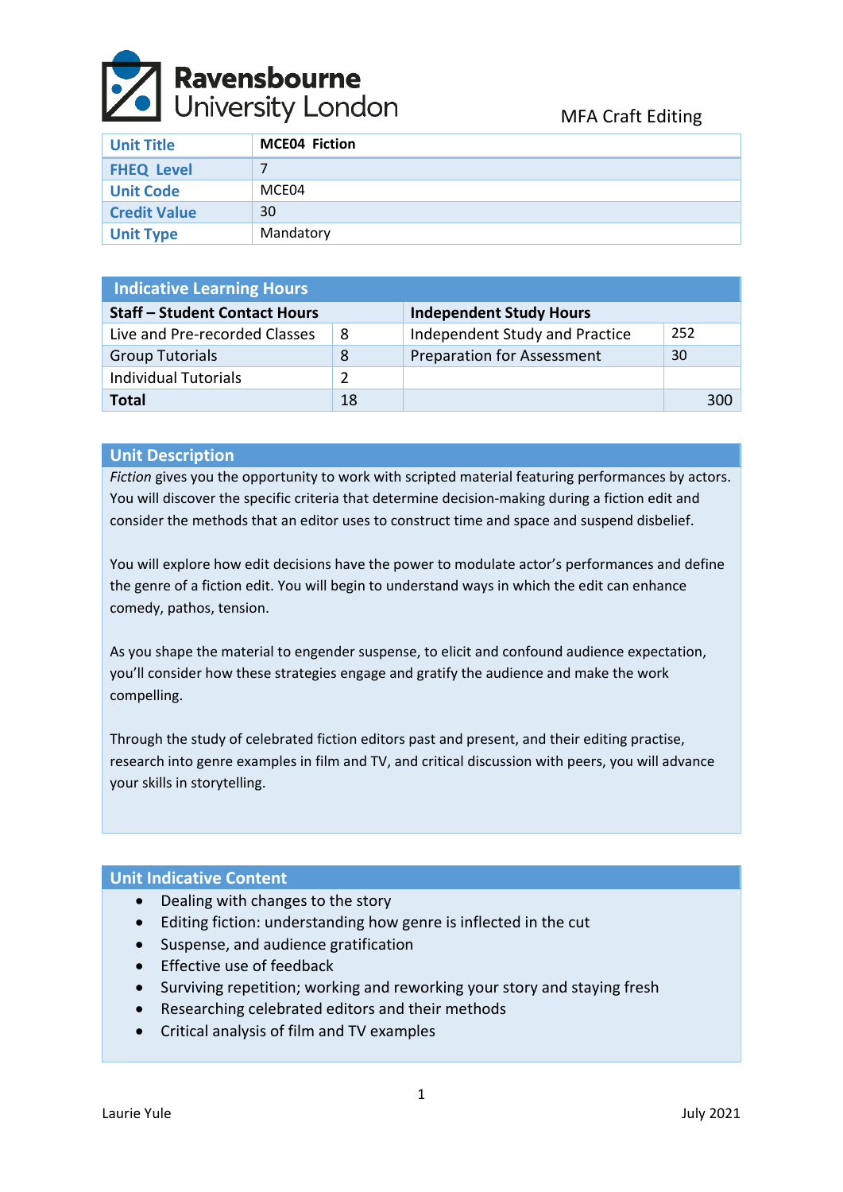Ravensbourne University London

MFA Craft Editing

| Unit Title | MCE04 Fiction |
|---|---|
| FHEQ Level | 7 |
| Unit Code | MCE04 |
| Credit Value | 30 |
| Unit Type | Mandatory |

| Indicative Learning Hours | | | |
|---|---|---|---|
| **Staff – Student Contact Hours** | | **Independent Study Hours** | |
| Live and Pre-recorded Classes | 8 | Independent Study and Practice | 252 |
| Group Tutorials | 8 | Preparation for Assessment | 30 |
| Individual Tutorials | 2 | | |
| **Total** | 18 | | 300 |

## Unit Description

*Fiction* gives you the opportunity to work with scripted material featuring performances by actors. You will discover the specific criteria that determine decision-making during a fiction edit and consider the methods that an editor uses to construct time and space and suspend disbelief.

You will explore how edit decisions have the power to modulate actor's performances and define the genre of a fiction edit. You will begin to understand ways in which the edit can enhance comedy, pathos, tension.

As you shape the material to engender suspense, to elicit and confound audience expectation, you'll consider how these strategies engage and gratify the audience and make the work compelling.

Through the study of celebrated fiction editors past and present, and their editing practise, research into genre examples in film and TV, and critical discussion with peers, you will advance your skills in storytelling.

## Unit Indicative Content

- Dealing with changes to the story
- Editing fiction: understanding how genre is inflected in the cut
- Suspense, and audience gratification
- Effective use of feedback
- Surviving repetition; working and reworking your story and staying fresh
- Researching celebrated editors and their methods
- Critical analysis of film and TV examples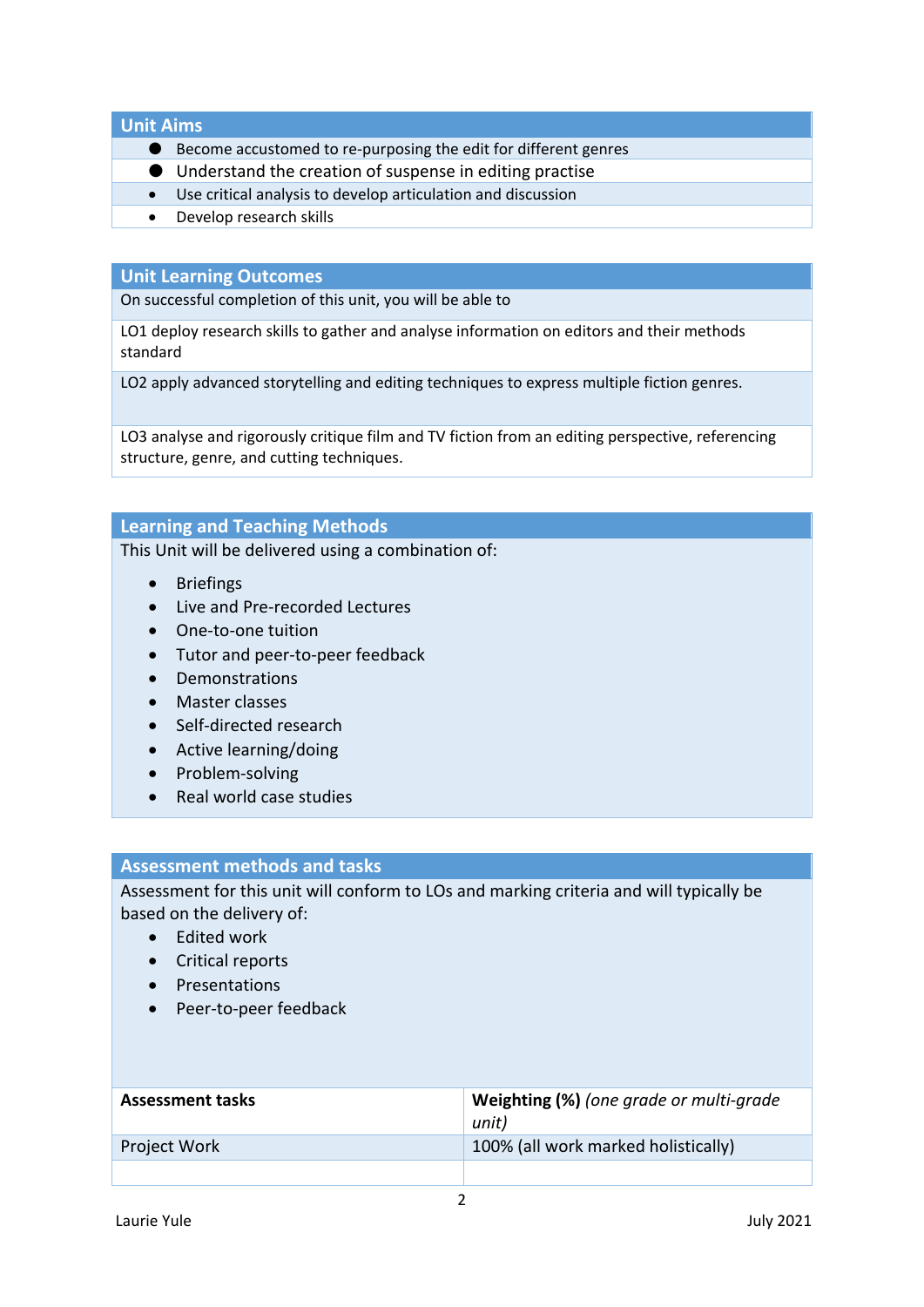## Unit Aims

- Become accustomed to re-purposing the edit for different genres
- Understand the creation of suspense in editing practise
- Use critical analysis to develop articulation and discussion
- Develop research skills

## Unit Learning Outcomes

On successful completion of this unit, you will be able to

LO1 deploy research skills to gather and analyse information on editors and their methods standard

LO2 apply advanced storytelling and editing techniques to express multiple fiction genres.

LO3 analyse and rigorously critique film and TV fiction from an editing perspective, referencing structure, genre, and cutting techniques.

## Learning and Teaching Methods

This Unit will be delivered using a combination of:

- Briefings
- Live and Pre-recorded Lectures
- One-to-one tuition
- Tutor and peer-to-peer feedback
- Demonstrations
- Master classes
- Self-directed research
- Active learning/doing
- Problem-solving
- Real world case studies

## Assessment methods and tasks

Assessment for this unit will conform to LOs and marking criteria and will typically be based on the delivery of:

- Edited work
- Critical reports
- Presentations
- Peer-to-peer feedback

| **Assessment tasks** | **Weighting (%)** *(one grade or multi-grade unit)* |
|---|---|
| Project Work | 100% (all work marked holistically) |
| | |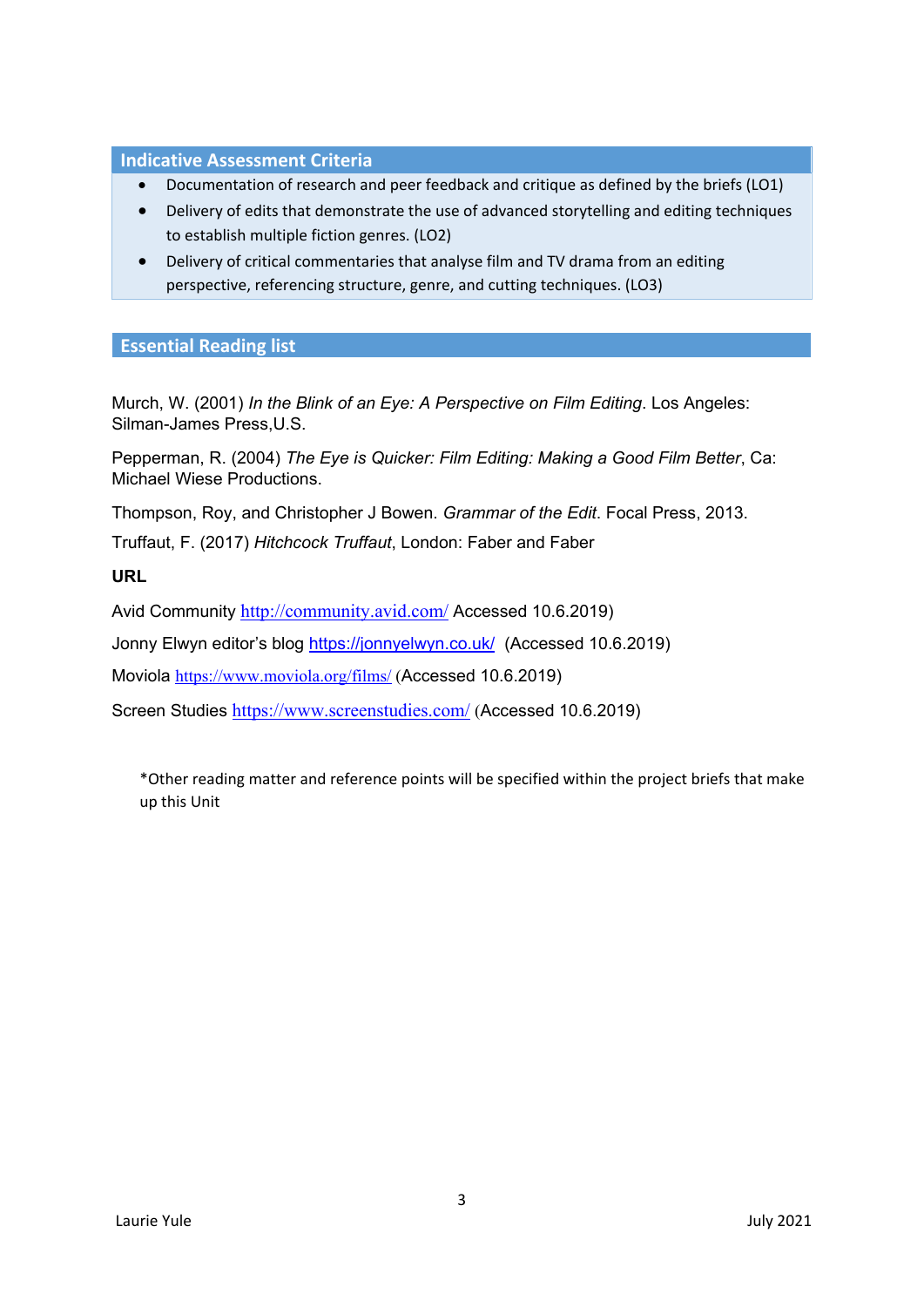## Indicative Assessment Criteria

- Documentation of research and peer feedback and critique as defined by the briefs (LO1)
- Delivery of edits that demonstrate the use of advanced storytelling and editing techniques to establish multiple fiction genres. (LO2)
- Delivery of critical commentaries that analyse film and TV drama from an editing perspective, referencing structure, genre, and cutting techniques. (LO3)

## Essential Reading list

Murch, W. (2001) *In the Blink of an Eye: A Perspective on Film Editing*. Los Angeles: Silman-James Press,U.S.

Pepperman, R. (2004) *The Eye is Quicker: Film Editing: Making a Good Film Better*, Ca: Michael Wiese Productions.

Thompson, Roy, and Christopher J Bowen. *Grammar of the Edit*. Focal Press, 2013.

Truffaut, F. (2017) *Hitchcock Truffaut*, London: Faber and Faber

**URL**

Avid Community http://community.avid.com/ Accessed 10.6.2019)

Jonny Elwyn editor's blog https://jonnyelwyn.co.uk/ (Accessed 10.6.2019)

Moviola https://www.moviola.org/films/ (Accessed 10.6.2019)

Screen Studies https://www.screenstudies.com/ (Accessed 10.6.2019)

*Other reading matter and reference points will be specified within the project briefs that make up this Unit